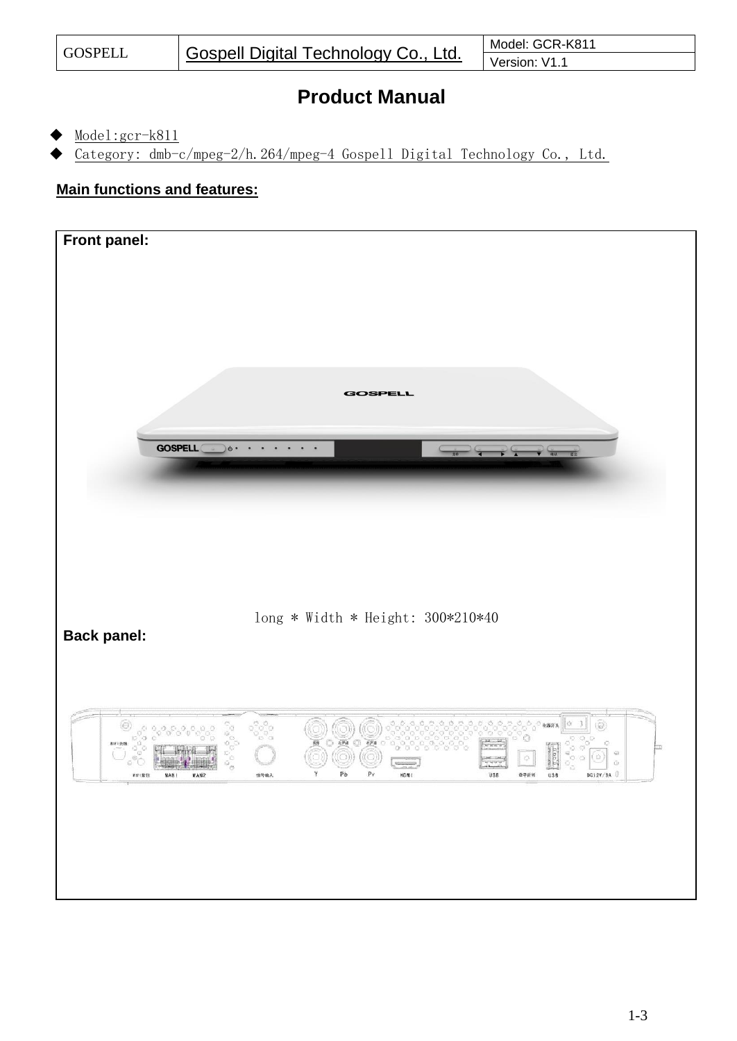| GOSPELL | Gospell Digital Technology Co., Ltd. | Model: GCR-K811 |
|---|---|---|
| | | Version: V1.1 |

# Product Manual

- Model:gcr-k811
- Category: dmb-c/mpeg-2/h.264/mpeg-4 Gospell Digital Technology Co., Ltd.

**Main functions and features:**

**Front panel:**

long * Width * Height: 300*210*40

**Back panel:**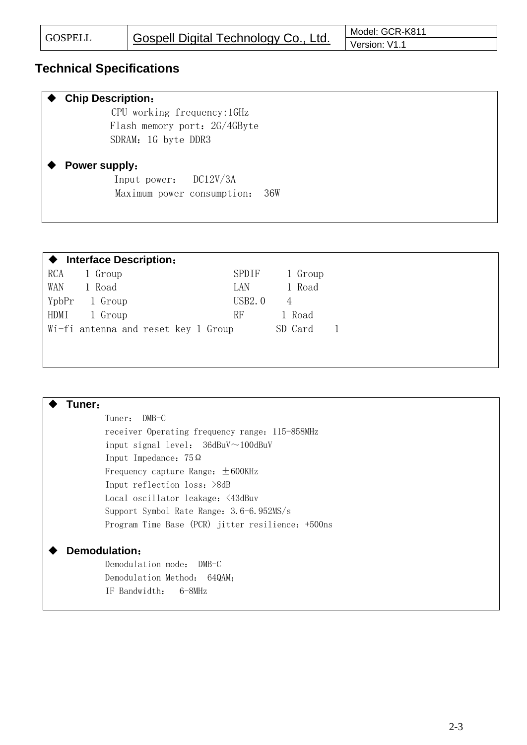# Technical Specifications

- **Chip Description：**

  CPU working frequency:1GHz

  Flash memory port：2G/4GByte

  SDRAM：1G byte DDR3

- **Power supply：**

  Input power：  DC12V/3A

  Maximum power consumption：  36W

- **Interface Description：**

| | | | |
|---|---|---|---|
| RCA | 1 Group | SPDIF | 1 Group |
| WAN | 1 Road | LAN | 1 Road |
| YpbPr | 1 Group | USB2.0 | 4 |
| HDMI | 1 Group | RF | 1 Road |
| Wi-fi antenna and reset key | 1 Group | SD Card | 1 |

- **Tuner：**

  Tuner：  DMB-C

  receiver Operating frequency range：115-858MHz

  input signal level：  36dBuV～100dBuV

  Input Impedance：75Ω

  Frequency capture Range：±600KHz

  Input reflection loss：>8dB

  Local oscillator leakage：<43dBuv

  Support Symbol Rate Range：3.6-6.952MS/s

  Program Time Base (PCR) jitter resilience：+500ns

- **Demodulation：**

  Demodulation mode：  DMB-C

  Demodulation Method：  64QAM;

  IF Bandwidth：  6-8MHz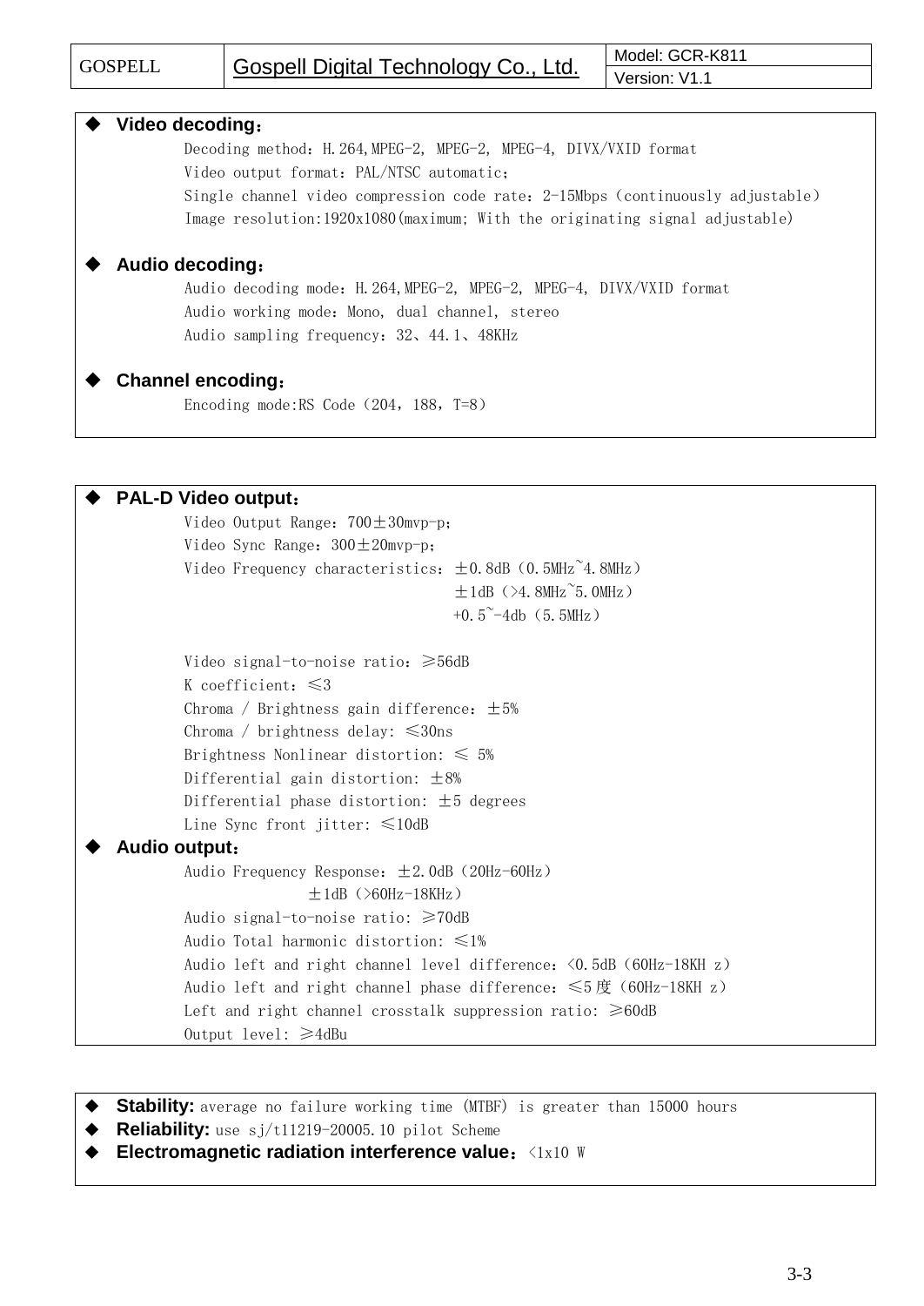- **Video decoding：**

  Decoding method：H.264,MPEG-2, MPEG-2, MPEG-4, DIVX/VXID format
  
  Video output format：PAL/NTSC automatic；
  
  Single channel video compression code rate：2-15Mbps（continuously adjustable）
  
  Image resolution:1920x1080(maximum; With the originating signal adjustable)

- **Audio decoding：**

  Audio decoding mode：H.264,MPEG-2, MPEG-2, MPEG-4, DIVX/VXID format
  
  Audio working mode：Mono, dual channel, stereo
  
  Audio sampling frequency：32、44.1、48KHz

- **Channel encoding：**

  Encoding mode:RS Code（204，188，T=8）

---

- **PAL-D Video output：**

  Video Output Range：700±30mvp-p；
  
  Video Sync Range：300±20mvp-p；
  
  Video Frequency characteristics：±0.8dB（0.5MHz~4.8MHz）
  
  ±1dB（>4.8MHz~5.0MHz）
  
  +0.5~-4db（5.5MHz）
  
  Video signal-to-noise ratio：≥56dB
  
  K coefficient：≤3
  
  Chroma / Brightness gain difference：±5%
  
  Chroma / brightness delay: ≤30ns
  
  Brightness Nonlinear distortion: ≤ 5%
  
  Differential gain distortion: ±8%
  
  Differential phase distortion: ±5 degrees
  
  Line Sync front jitter: ≤10dB

- **Audio output：**

  Audio Frequency Response：±2.0dB（20Hz-60Hz）
  
  ±1dB（>60Hz-18KHz）
  
  Audio signal-to-noise ratio: ≥70dB
  
  Audio Total harmonic distortion: ≤1%
  
  Audio left and right channel level difference：<0.5dB（60Hz-18KH z）
  
  Audio left and right channel phase difference：≤5度（60Hz-18KH z）
  
  Left and right channel crosstalk suppression ratio: ≥60dB
  
  Output level: ≥4dBu

---

- **Stability:** average no failure working time (MTBF) is greater than 15000 hours
- **Reliability:** use sj/t11219-20005.10 pilot Scheme
- **Electromagnetic radiation interference value：**<1x10 W